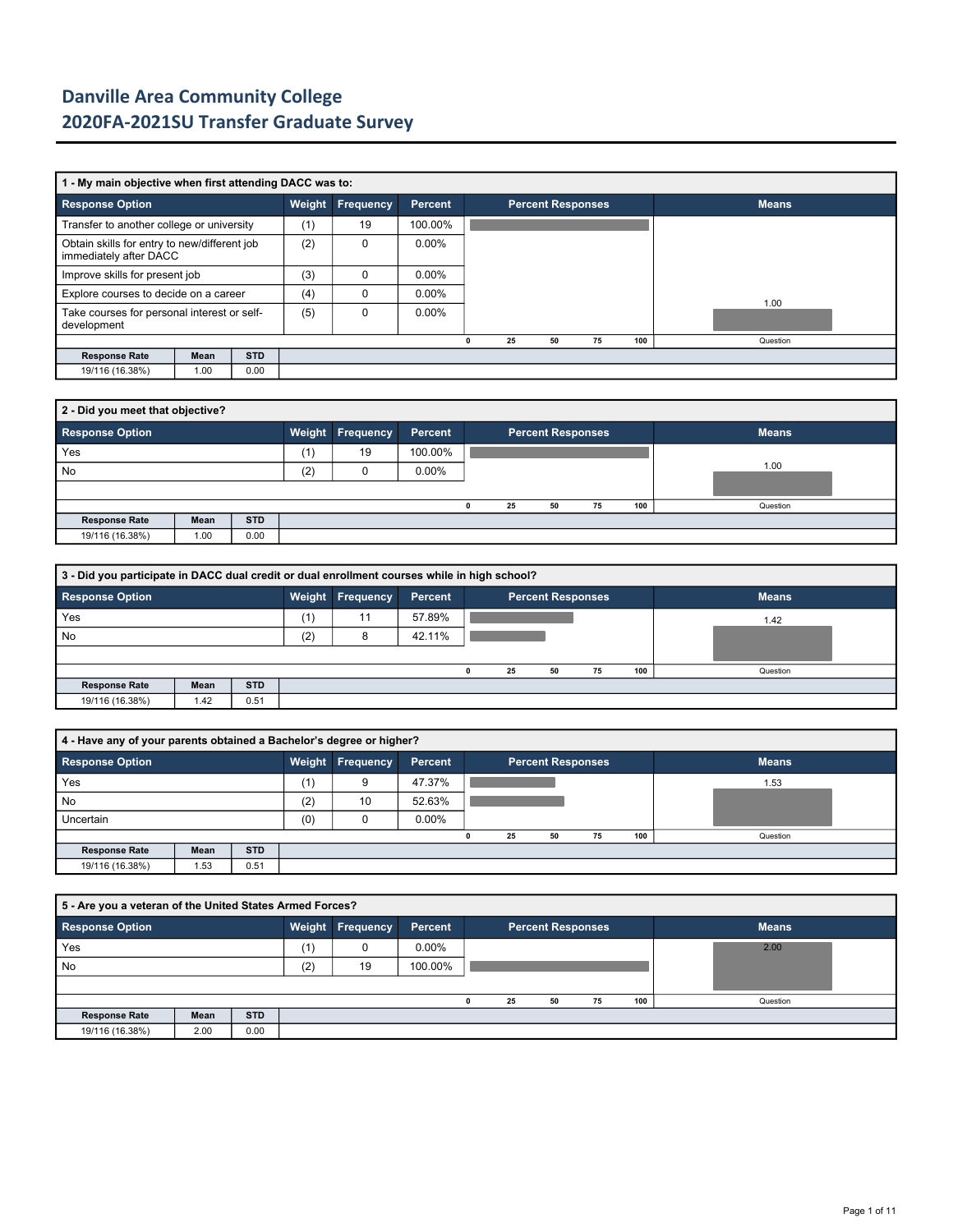# Danville Area Community College
# 2020FA-2021SU Transfer Graduate Survey

### 1 - My main objective when first attending DACC was to:

| Response Option | Weight | Frequency | Percent |
|---|---|---|---|
| Transfer to another college or university | (1) | 19 | 100.00% |
| Obtain skills for entry to new/different job immediately after DACC | (2) | 0 | 0.00% |
| Improve skills for present job | (3) | 0 | 0.00% |
| Explore courses to decide on a career | (4) | 0 | 0.00% |
| Take courses for personal interest or self-development | (5) | 0 | 0.00% |

Means (Question): 1.00

| Response Rate | Mean | STD |
|---|---|---|
| 19/116 (16.38%) | 1.00 | 0.00 |

### 2 - Did you meet that objective?

| Response Option | Weight | Frequency | Percent |
|---|---|---|---|
| Yes | (1) | 19 | 100.00% |
| No | (2) | 0 | 0.00% |

Means (Question): 1.00

| Response Rate | Mean | STD |
|---|---|---|
| 19/116 (16.38%) | 1.00 | 0.00 |

### 3 - Did you participate in DACC dual credit or dual enrollment courses while in high school?

| Response Option | Weight | Frequency | Percent |
|---|---|---|---|
| Yes | (1) | 11 | 57.89% |
| No | (2) | 8 | 42.11% |

Means (Question): 1.42

| Response Rate | Mean | STD |
|---|---|---|
| 19/116 (16.38%) | 1.42 | 0.51 |

### 4 - Have any of your parents obtained a Bachelor's degree or higher?

| Response Option | Weight | Frequency | Percent |
|---|---|---|---|
| Yes | (1) | 9 | 47.37% |
| No | (2) | 10 | 52.63% |
| Uncertain | (0) | 0 | 0.00% |

Means (Question): 1.53

| Response Rate | Mean | STD |
|---|---|---|
| 19/116 (16.38%) | 1.53 | 0.51 |

### 5 - Are you a veteran of the United States Armed Forces?

| Response Option | Weight | Frequency | Percent |
|---|---|---|---|
| Yes | (1) | 0 | 0.00% |
| No | (2) | 19 | 100.00% |

Means (Question): 2.00

| Response Rate | Mean | STD |
|---|---|---|
| 19/116 (16.38%) | 2.00 | 0.00 |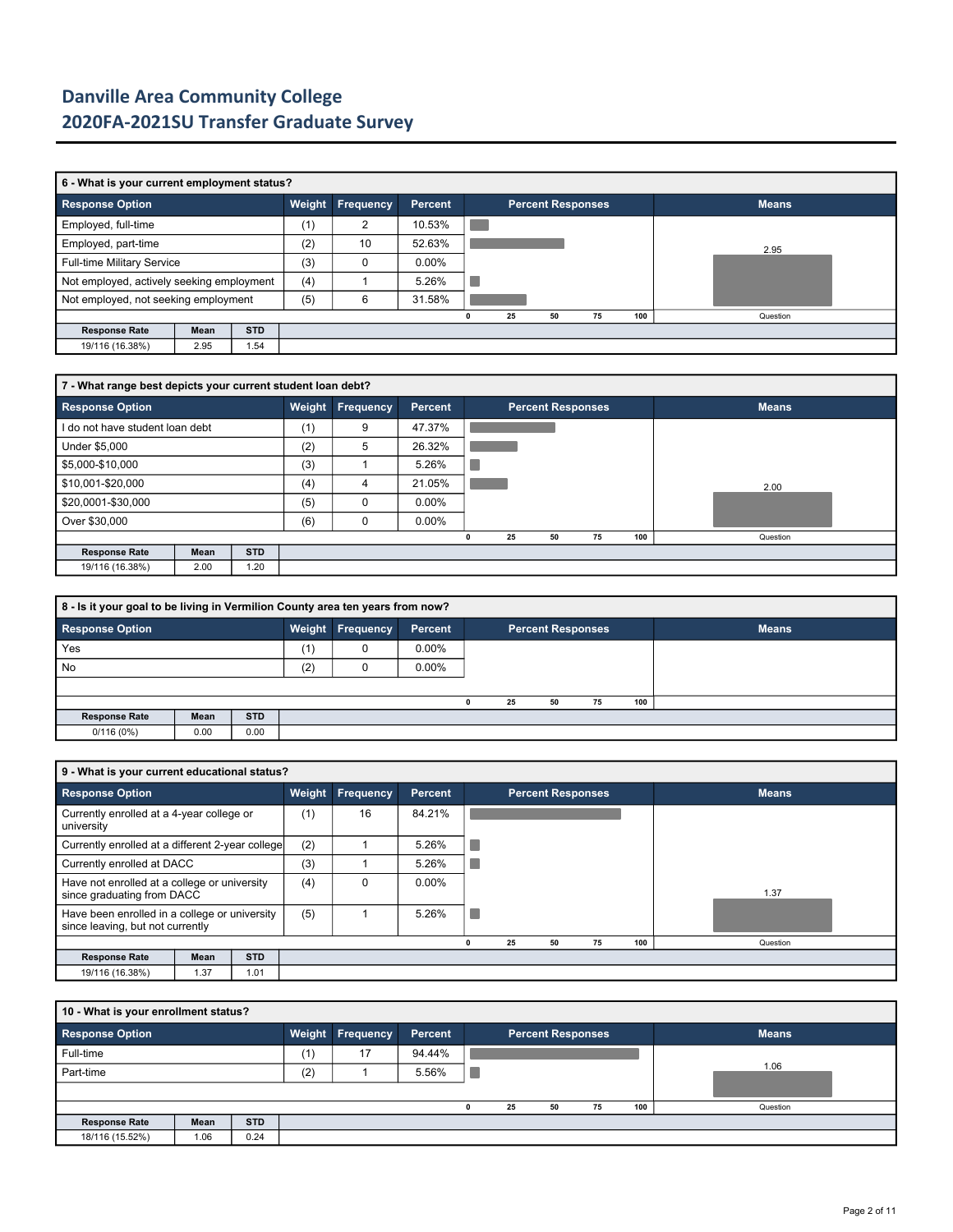# Danville Area Community College
# 2020FA-2021SU Transfer Graduate Survey

### 6 - What is your current employment status?

| Response Option | Weight | Frequency | Percent |
|---|---|---|---|
| Employed, full-time | (1) | 2 | 10.53% |
| Employed, part-time | (2) | 10 | 52.63% |
| Full-time Military Service | (3) | 0 | 0.00% |
| Not employed, actively seeking employment | (4) | 1 | 5.26% |
| Not employed, not seeking employment | (5) | 6 | 31.58% |

| Response Rate | Mean | STD |
|---|---|---|
| 19/116 (16.38%) | 2.95 | 1.54 |

### 7 - What range best depicts your current student loan debt?

| Response Option | Weight | Frequency | Percent |
|---|---|---|---|
| I do not have student loan debt | (1) | 9 | 47.37% |
| Under $5,000 | (2) | 5 | 26.32% |
| $5,000-$10,000 | (3) | 1 | 5.26% |
| $10,001-$20,000 | (4) | 4 | 21.05% |
| $20,0001-$30,000 | (5) | 0 | 0.00% |
| Over $30,000 | (6) | 0 | 0.00% |

| Response Rate | Mean | STD |
|---|---|---|
| 19/116 (16.38%) | 2.00 | 1.20 |

### 8 - Is it your goal to be living in Vermilion County area ten years from now?

| Response Option | Weight | Frequency | Percent |
|---|---|---|---|
| Yes | (1) | 0 | 0.00% |
| No | (2) | 0 | 0.00% |

| Response Rate | Mean | STD |
|---|---|---|
| 0/116 (0%) | 0.00 | 0.00 |

### 9 - What is your current educational status?

| Response Option | Weight | Frequency | Percent |
|---|---|---|---|
| Currently enrolled at a 4-year college or university | (1) | 16 | 84.21% |
| Currently enrolled at a different 2-year college | (2) | 1 | 5.26% |
| Currently enrolled at DACC | (3) | 1 | 5.26% |
| Have not enrolled at a college or university since graduating from DACC | (4) | 0 | 0.00% |
| Have been enrolled in a college or university since leaving, but not currently | (5) | 1 | 5.26% |

| Response Rate | Mean | STD |
|---|---|---|
| 19/116 (16.38%) | 1.37 | 1.01 |

### 10 - What is your enrollment status?

| Response Option | Weight | Frequency | Percent |
|---|---|---|---|
| Full-time | (1) | 17 | 94.44% |
| Part-time | (2) | 1 | 5.56% |

| Response Rate | Mean | STD |
|---|---|---|
| 18/116 (15.52%) | 1.06 | 0.24 |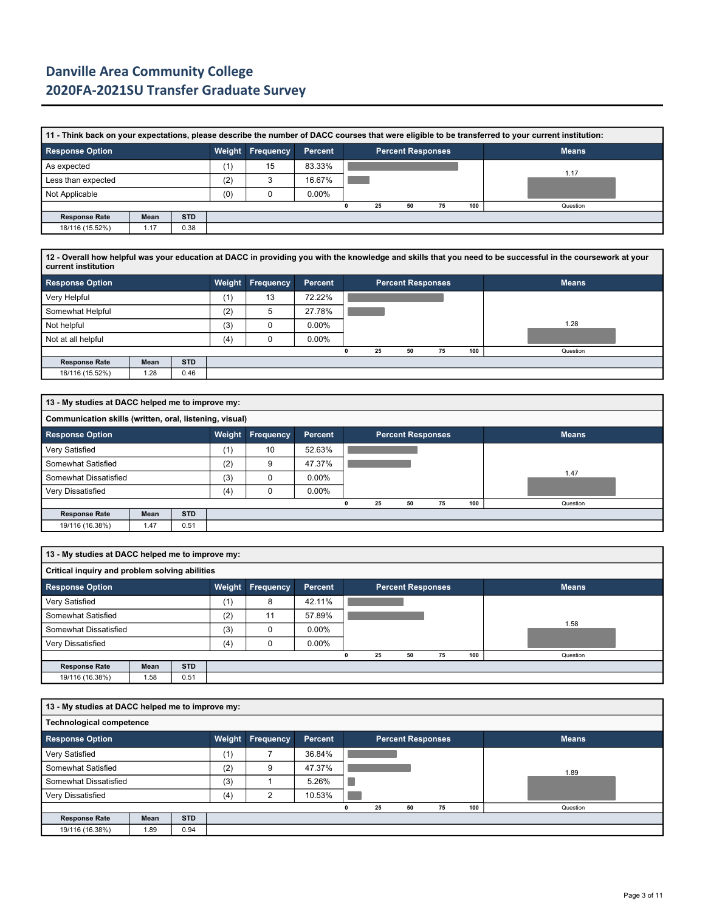# Danville Area Community College

## 2020FA-2021SU Transfer Graduate Survey

**11 - Think back on your expectations, please describe the number of DACC courses that were eligible to be transferred to your current institution:**

| Response Option | Weight | Frequency | Percent | Means |
|---|---|---|---|---|
| As expected | (1) | 15 | 83.33% | 1.17 |
| Less than expected | (2) | 3 | 16.67% | |
| Not Applicable | (0) | 0 | 0.00% | |

| Response Rate | Mean | STD |
|---|---|---|
| 18/116 (15.52%) | 1.17 | 0.38 |

**12 - Overall how helpful was your education at DACC in providing you with the knowledge and skills that you need to be successful in the coursework at your current institution**

| Response Option | Weight | Frequency | Percent | Means |
|---|---|---|---|---|
| Very Helpful | (1) | 13 | 72.22% | 1.28 |
| Somewhat Helpful | (2) | 5 | 27.78% | |
| Not helpful | (3) | 0 | 0.00% | |
| Not at all helpful | (4) | 0 | 0.00% | |

| Response Rate | Mean | STD |
|---|---|---|
| 18/116 (15.52%) | 1.28 | 0.46 |

**13 - My studies at DACC helped me to improve my:**

**Communication skills (written, oral, listening, visual)**

| Response Option | Weight | Frequency | Percent | Means |
|---|---|---|---|---|
| Very Satisfied | (1) | 10 | 52.63% | 1.47 |
| Somewhat Satisfied | (2) | 9 | 47.37% | |
| Somewhat Dissatisfied | (3) | 0 | 0.00% | |
| Very Dissatisfied | (4) | 0 | 0.00% | |

| Response Rate | Mean | STD |
|---|---|---|
| 19/116 (16.38%) | 1.47 | 0.51 |

**13 - My studies at DACC helped me to improve my:**

**Critical inquiry and problem solving abilities**

| Response Option | Weight | Frequency | Percent | Means |
|---|---|---|---|---|
| Very Satisfied | (1) | 8 | 42.11% | 1.58 |
| Somewhat Satisfied | (2) | 11 | 57.89% | |
| Somewhat Dissatisfied | (3) | 0 | 0.00% | |
| Very Dissatisfied | (4) | 0 | 0.00% | |

| Response Rate | Mean | STD |
|---|---|---|
| 19/116 (16.38%) | 1.58 | 0.51 |

**13 - My studies at DACC helped me to improve my:**

**Technological competence**

| Response Option | Weight | Frequency | Percent | Means |
|---|---|---|---|---|
| Very Satisfied | (1) | 7 | 36.84% | 1.89 |
| Somewhat Satisfied | (2) | 9 | 47.37% | |
| Somewhat Dissatisfied | (3) | 1 | 5.26% | |
| Very Dissatisfied | (4) | 2 | 10.53% | |

| Response Rate | Mean | STD |
|---|---|---|
| 19/116 (16.38%) | 1.89 | 0.94 |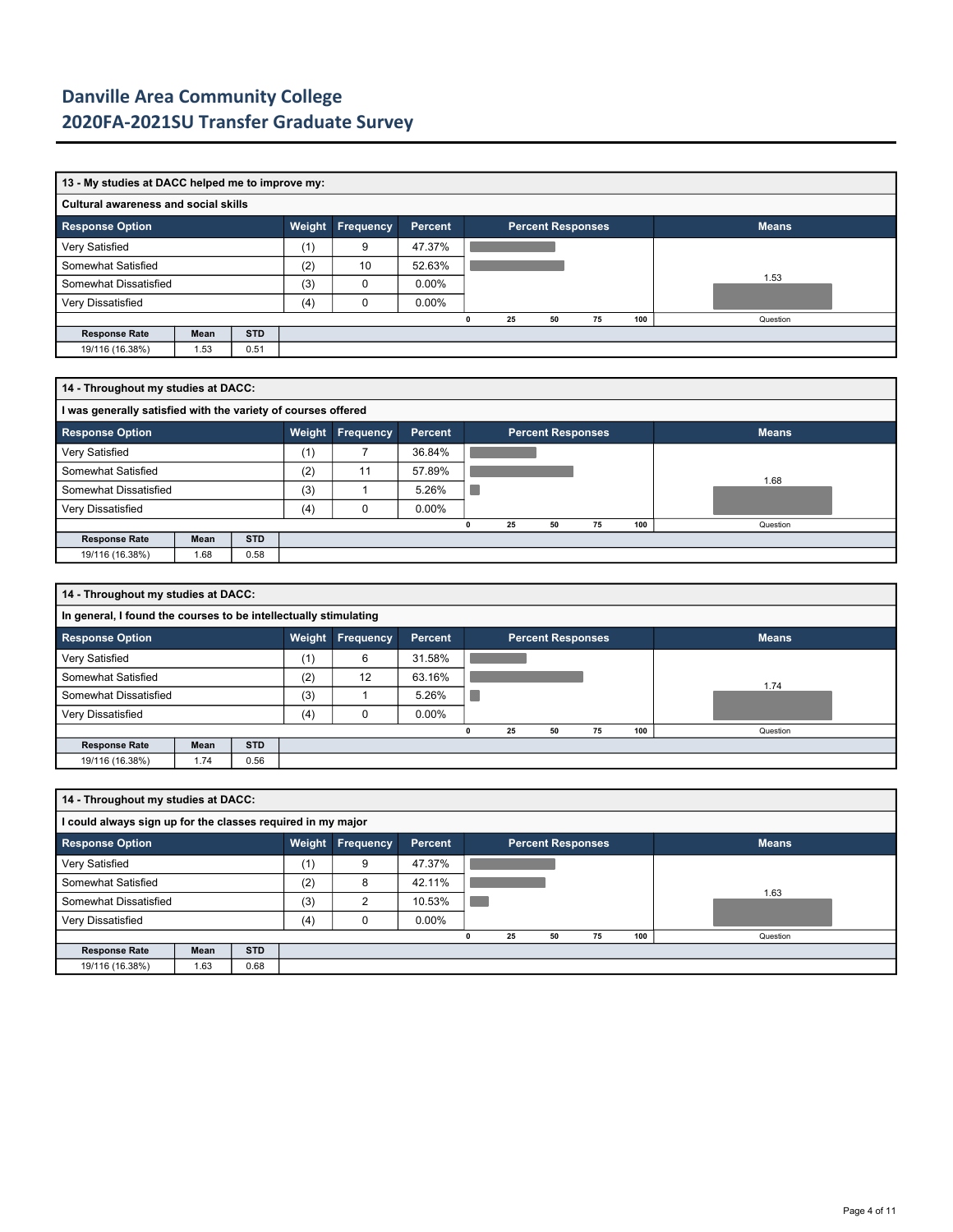# Danville Area Community College
## 2020FA-2021SU Transfer Graduate Survey

### 13 - My studies at DACC helped me to improve my:

**Cultural awareness and social skills**

| Response Option | Weight | Frequency | Percent |
|---|---|---|---|
| Very Satisfied | (1) | 9 | 47.37% |
| Somewhat Satisfied | (2) | 10 | 52.63% |
| Somewhat Dissatisfied | (3) | 0 | 0.00% |
| Very Dissatisfied | (4) | 0 | 0.00% |

| Response Rate | Mean | STD |
|---|---|---|
| 19/116 (16.38%) | 1.53 | 0.51 |

### 14 - Throughout my studies at DACC:

**I was generally satisfied with the variety of courses offered**

| Response Option | Weight | Frequency | Percent |
|---|---|---|---|
| Very Satisfied | (1) | 7 | 36.84% |
| Somewhat Satisfied | (2) | 11 | 57.89% |
| Somewhat Dissatisfied | (3) | 1 | 5.26% |
| Very Dissatisfied | (4) | 0 | 0.00% |

| Response Rate | Mean | STD |
|---|---|---|
| 19/116 (16.38%) | 1.68 | 0.58 |

### 14 - Throughout my studies at DACC:

**In general, I found the courses to be intellectually stimulating**

| Response Option | Weight | Frequency | Percent |
|---|---|---|---|
| Very Satisfied | (1) | 6 | 31.58% |
| Somewhat Satisfied | (2) | 12 | 63.16% |
| Somewhat Dissatisfied | (3) | 1 | 5.26% |
| Very Dissatisfied | (4) | 0 | 0.00% |

| Response Rate | Mean | STD |
|---|---|---|
| 19/116 (16.38%) | 1.74 | 0.56 |

### 14 - Throughout my studies at DACC:

**I could always sign up for the classes required in my major**

| Response Option | Weight | Frequency | Percent |
|---|---|---|---|
| Very Satisfied | (1) | 9 | 47.37% |
| Somewhat Satisfied | (2) | 8 | 42.11% |
| Somewhat Dissatisfied | (3) | 2 | 10.53% |
| Very Dissatisfied | (4) | 0 | 0.00% |

| Response Rate | Mean | STD |
|---|---|---|
| 19/116 (16.38%) | 1.63 | 0.68 |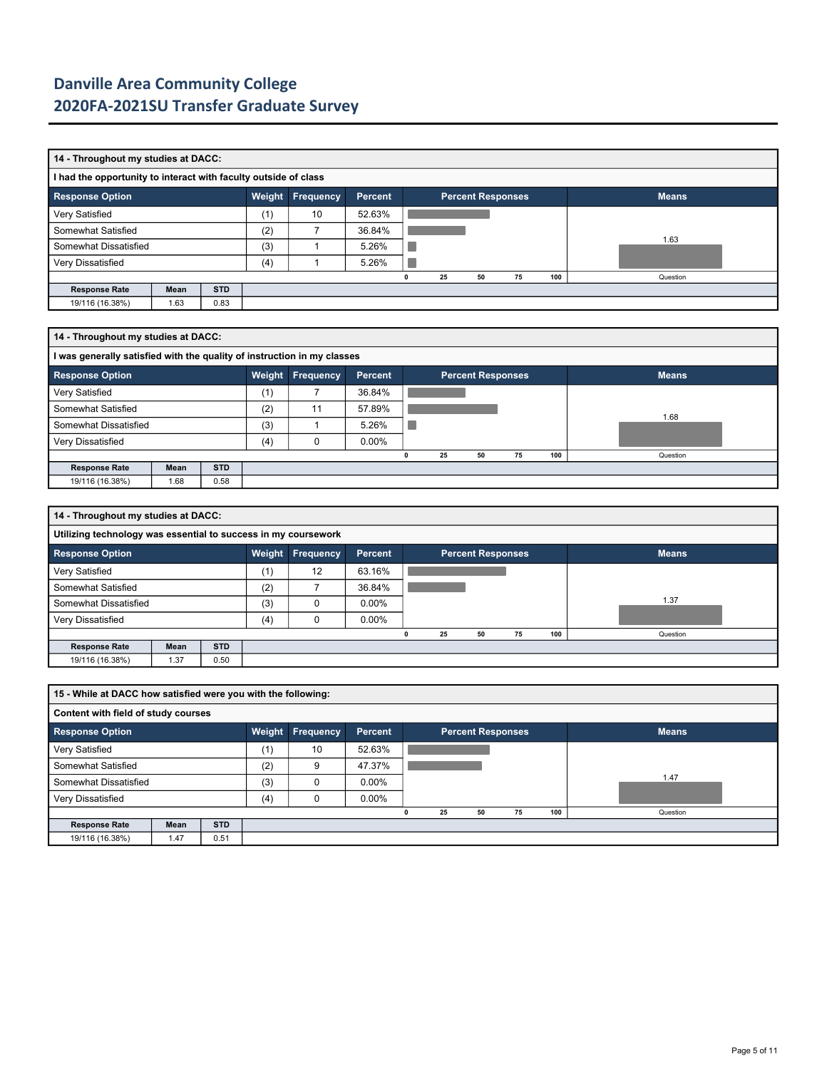# Danville Area Community College
## 2020FA-2021SU Transfer Graduate Survey

**14 - Throughout my studies at DACC:**

**I had the opportunity to interact with faculty outside of class**

| Response Option | Weight | Frequency | Percent |
|---|---|---|---|
| Very Satisfied | (1) | 10 | 52.63% |
| Somewhat Satisfied | (2) | 7 | 36.84% |
| Somewhat Dissatisfied | (3) | 1 | 5.26% |
| Very Dissatisfied | (4) | 1 | 5.26% |

Means: 1.63

| Response Rate | Mean | STD |
|---|---|---|
| 19/116 (16.38%) | 1.63 | 0.83 |

**14 - Throughout my studies at DACC:**

**I was generally satisfied with the quality of instruction in my classes**

| Response Option | Weight | Frequency | Percent |
|---|---|---|---|
| Very Satisfied | (1) | 7 | 36.84% |
| Somewhat Satisfied | (2) | 11 | 57.89% |
| Somewhat Dissatisfied | (3) | 1 | 5.26% |
| Very Dissatisfied | (4) | 0 | 0.00% |

Means: 1.68

| Response Rate | Mean | STD |
|---|---|---|
| 19/116 (16.38%) | 1.68 | 0.58 |

**14 - Throughout my studies at DACC:**

**Utilizing technology was essential to success in my coursework**

| Response Option | Weight | Frequency | Percent |
|---|---|---|---|
| Very Satisfied | (1) | 12 | 63.16% |
| Somewhat Satisfied | (2) | 7 | 36.84% |
| Somewhat Dissatisfied | (3) | 0 | 0.00% |
| Very Dissatisfied | (4) | 0 | 0.00% |

Means: 1.37

| Response Rate | Mean | STD |
|---|---|---|
| 19/116 (16.38%) | 1.37 | 0.50 |

**15 - While at DACC how satisfied were you with the following:**

**Content with field of study courses**

| Response Option | Weight | Frequency | Percent |
|---|---|---|---|
| Very Satisfied | (1) | 10 | 52.63% |
| Somewhat Satisfied | (2) | 9 | 47.37% |
| Somewhat Dissatisfied | (3) | 0 | 0.00% |
| Very Dissatisfied | (4) | 0 | 0.00% |

Means: 1.47

| Response Rate | Mean | STD |
|---|---|---|
| 19/116 (16.38%) | 1.47 | 0.51 |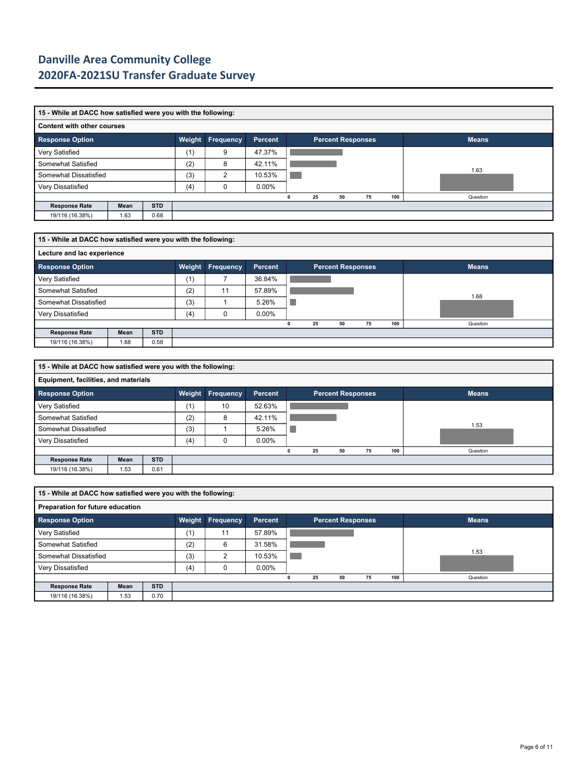# Danville Area Community College
## 2020FA-2021SU Transfer Graduate Survey

**15 - While at DACC how satisfied were you with the following:**

**Content with other courses**

| Response Option | Weight | Frequency | Percent |
|---|---|---|---|
| Very Satisfied | (1) | 9 | 47.37% |
| Somewhat Satisfied | (2) | 8 | 42.11% |
| Somewhat Dissatisfied | (3) | 2 | 10.53% |
| Very Dissatisfied | (4) | 0 | 0.00% |

| Response Rate | Mean | STD |
|---|---|---|
| 19/116 (16.38%) | 1.63 | 0.68 |

**15 - While at DACC how satisfied were you with the following:**

**Lecture and lac experience**

| Response Option | Weight | Frequency | Percent |
|---|---|---|---|
| Very Satisfied | (1) | 7 | 36.84% |
| Somewhat Satisfied | (2) | 11 | 57.89% |
| Somewhat Dissatisfied | (3) | 1 | 5.26% |
| Very Dissatisfied | (4) | 0 | 0.00% |

| Response Rate | Mean | STD |
|---|---|---|
| 19/116 (16.38%) | 1.68 | 0.58 |

**15 - While at DACC how satisfied were you with the following:**

**Equipment, facilities, and materials**

| Response Option | Weight | Frequency | Percent |
|---|---|---|---|
| Very Satisfied | (1) | 10 | 52.63% |
| Somewhat Satisfied | (2) | 8 | 42.11% |
| Somewhat Dissatisfied | (3) | 1 | 5.26% |
| Very Dissatisfied | (4) | 0 | 0.00% |

| Response Rate | Mean | STD |
|---|---|---|
| 19/116 (16.38%) | 1.53 | 0.61 |

**15 - While at DACC how satisfied were you with the following:**

**Preparation for future education**

| Response Option | Weight | Frequency | Percent |
|---|---|---|---|
| Very Satisfied | (1) | 11 | 57.89% |
| Somewhat Satisfied | (2) | 6 | 31.58% |
| Somewhat Dissatisfied | (3) | 2 | 10.53% |
| Very Dissatisfied | (4) | 0 | 0.00% |

| Response Rate | Mean | STD |
|---|---|---|
| 19/116 (16.38%) | 1.53 | 0.70 |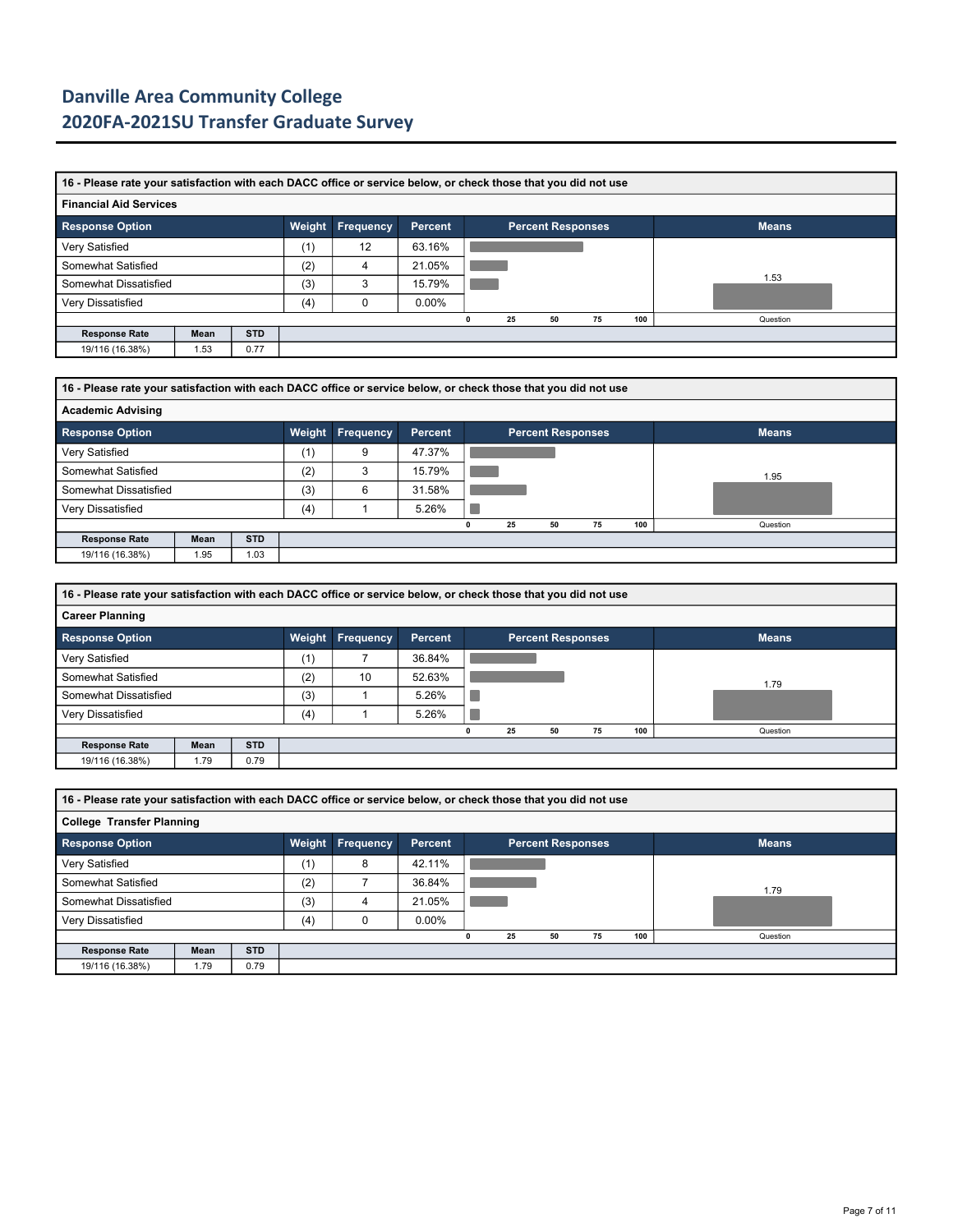# Danville Area Community College
## 2020FA-2021SU Transfer Graduate Survey

**16 - Please rate your satisfaction with each DACC office or service below, or check those that you did not use**

**Financial Aid Services**

| Response Option | Weight | Frequency | Percent |
|---|---|---|---|
| Very Satisfied | (1) | 12 | 63.16% |
| Somewhat Satisfied | (2) | 4 | 21.05% |
| Somewhat Dissatisfied | (3) | 3 | 15.79% |
| Very Dissatisfied | (4) | 0 | 0.00% |

| Response Rate | Mean | STD |
|---|---|---|
| 19/116 (16.38%) | 1.53 | 0.77 |

**16 - Please rate your satisfaction with each DACC office or service below, or check those that you did not use**

**Academic Advising**

| Response Option | Weight | Frequency | Percent |
|---|---|---|---|
| Very Satisfied | (1) | 9 | 47.37% |
| Somewhat Satisfied | (2) | 3 | 15.79% |
| Somewhat Dissatisfied | (3) | 6 | 31.58% |
| Very Dissatisfied | (4) | 1 | 5.26% |

| Response Rate | Mean | STD |
|---|---|---|
| 19/116 (16.38%) | 1.95 | 1.03 |

**16 - Please rate your satisfaction with each DACC office or service below, or check those that you did not use**

**Career Planning**

| Response Option | Weight | Frequency | Percent |
|---|---|---|---|
| Very Satisfied | (1) | 7 | 36.84% |
| Somewhat Satisfied | (2) | 10 | 52.63% |
| Somewhat Dissatisfied | (3) | 1 | 5.26% |
| Very Dissatisfied | (4) | 1 | 5.26% |

| Response Rate | Mean | STD |
|---|---|---|
| 19/116 (16.38%) | 1.79 | 0.79 |

**16 - Please rate your satisfaction with each DACC office or service below, or check those that you did not use**

**College Transfer Planning**

| Response Option | Weight | Frequency | Percent |
|---|---|---|---|
| Very Satisfied | (1) | 8 | 42.11% |
| Somewhat Satisfied | (2) | 7 | 36.84% |
| Somewhat Dissatisfied | (3) | 4 | 21.05% |
| Very Dissatisfied | (4) | 0 | 0.00% |

| Response Rate | Mean | STD |
|---|---|---|
| 19/116 (16.38%) | 1.79 | 0.79 |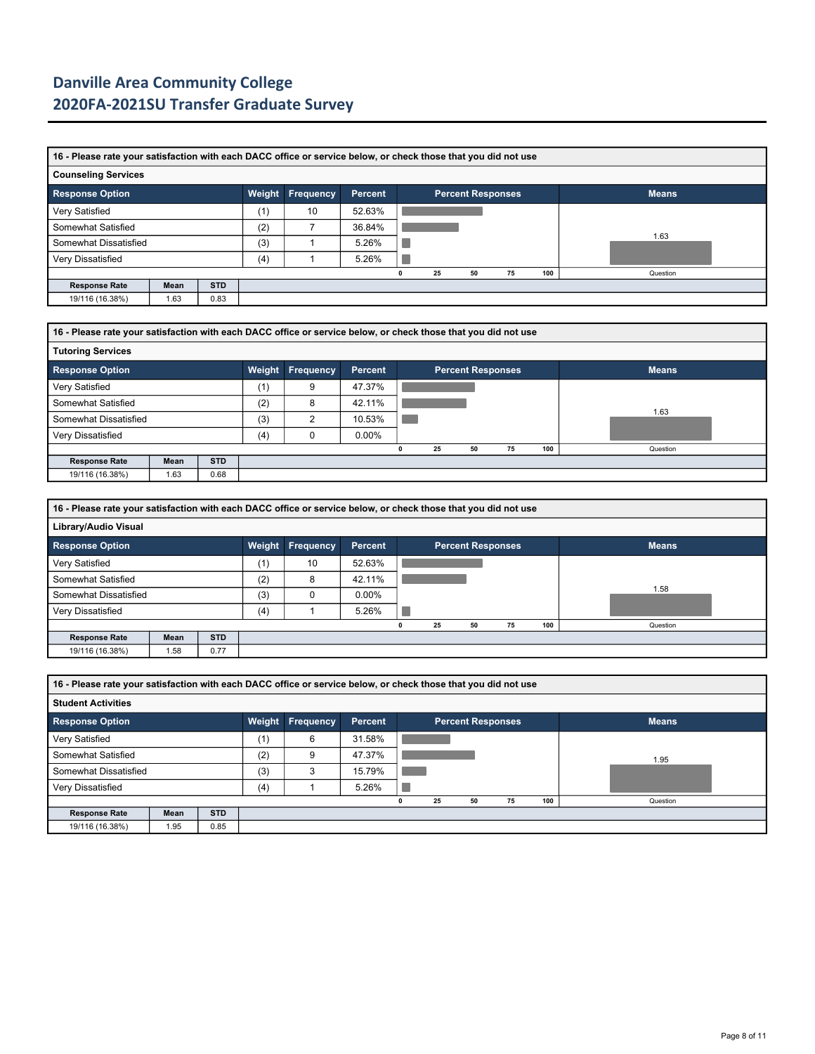# Danville Area Community College
## 2020FA-2021SU Transfer Graduate Survey

**16 - Please rate your satisfaction with each DACC office or service below, or check those that you did not use**

**Counseling Services**

| Response Option | Weight | Frequency | Percent |
|---|---|---|---|
| Very Satisfied | (1) | 10 | 52.63% |
| Somewhat Satisfied | (2) | 7 | 36.84% |
| Somewhat Dissatisfied | (3) | 1 | 5.26% |
| Very Dissatisfied | (4) | 1 | 5.26% |

| Response Rate | Mean | STD |
|---|---|---|
| 19/116 (16.38%) | 1.63 | 0.83 |

**16 - Please rate your satisfaction with each DACC office or service below, or check those that you did not use**

**Tutoring Services**

| Response Option | Weight | Frequency | Percent |
|---|---|---|---|
| Very Satisfied | (1) | 9 | 47.37% |
| Somewhat Satisfied | (2) | 8 | 42.11% |
| Somewhat Dissatisfied | (3) | 2 | 10.53% |
| Very Dissatisfied | (4) | 0 | 0.00% |

| Response Rate | Mean | STD |
|---|---|---|
| 19/116 (16.38%) | 1.63 | 0.68 |

**16 - Please rate your satisfaction with each DACC office or service below, or check those that you did not use**

**Library/Audio Visual**

| Response Option | Weight | Frequency | Percent |
|---|---|---|---|
| Very Satisfied | (1) | 10 | 52.63% |
| Somewhat Satisfied | (2) | 8 | 42.11% |
| Somewhat Dissatisfied | (3) | 0 | 0.00% |
| Very Dissatisfied | (4) | 1 | 5.26% |

| Response Rate | Mean | STD |
|---|---|---|
| 19/116 (16.38%) | 1.58 | 0.77 |

**16 - Please rate your satisfaction with each DACC office or service below, or check those that you did not use**

**Student Activities**

| Response Option | Weight | Frequency | Percent |
|---|---|---|---|
| Very Satisfied | (1) | 6 | 31.58% |
| Somewhat Satisfied | (2) | 9 | 47.37% |
| Somewhat Dissatisfied | (3) | 3 | 15.79% |
| Very Dissatisfied | (4) | 1 | 5.26% |

| Response Rate | Mean | STD |
|---|---|---|
| 19/116 (16.38%) | 1.95 | 0.85 |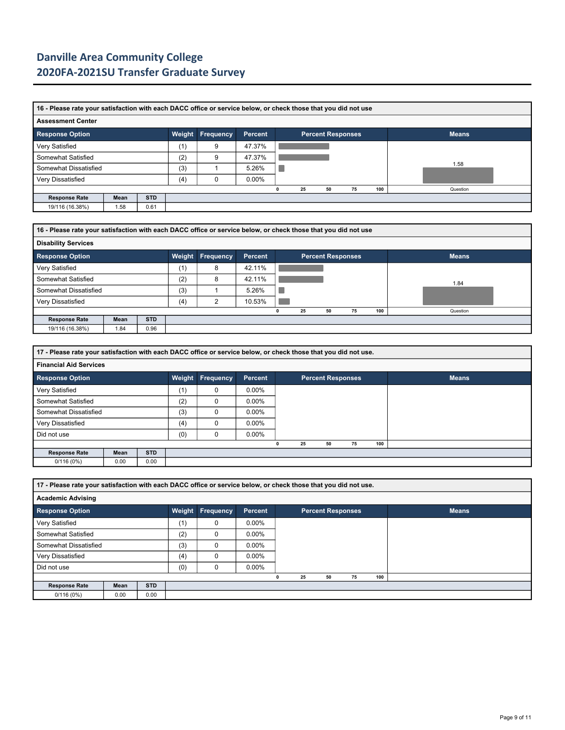# Danville Area Community College
## 2020FA-2021SU Transfer Graduate Survey

**16 - Please rate your satisfaction with each DACC office or service below, or check those that you did not use**

**Assessment Center**

| Response Option | Weight | Frequency | Percent |
|---|---|---|---|
| Very Satisfied | (1) | 9 | 47.37% |
| Somewhat Satisfied | (2) | 9 | 47.37% |
| Somewhat Dissatisfied | (3) | 1 | 5.26% |
| Very Dissatisfied | (4) | 0 | 0.00% |

| Response Rate | Mean | STD |
|---|---|---|
| 19/116 (16.38%) | 1.58 | 0.61 |

**16 - Please rate your satisfaction with each DACC office or service below, or check those that you did not use**

**Disability Services**

| Response Option | Weight | Frequency | Percent |
|---|---|---|---|
| Very Satisfied | (1) | 8 | 42.11% |
| Somewhat Satisfied | (2) | 8 | 42.11% |
| Somewhat Dissatisfied | (3) | 1 | 5.26% |
| Very Dissatisfied | (4) | 2 | 10.53% |

| Response Rate | Mean | STD |
|---|---|---|
| 19/116 (16.38%) | 1.84 | 0.96 |

**17 - Please rate your satisfaction with each DACC office or service below, or check those that you did not use.**

**Financial Aid Services**

| Response Option | Weight | Frequency | Percent |
|---|---|---|---|
| Very Satisfied | (1) | 0 | 0.00% |
| Somewhat Satisfied | (2) | 0 | 0.00% |
| Somewhat Dissatisfied | (3) | 0 | 0.00% |
| Very Dissatisfied | (4) | 0 | 0.00% |
| Did not use | (0) | 0 | 0.00% |

| Response Rate | Mean | STD |
|---|---|---|
| 0/116 (0%) | 0.00 | 0.00 |

**17 - Please rate your satisfaction with each DACC office or service below, or check those that you did not use.**

**Academic Advising**

| Response Option | Weight | Frequency | Percent |
|---|---|---|---|
| Very Satisfied | (1) | 0 | 0.00% |
| Somewhat Satisfied | (2) | 0 | 0.00% |
| Somewhat Dissatisfied | (3) | 0 | 0.00% |
| Very Dissatisfied | (4) | 0 | 0.00% |
| Did not use | (0) | 0 | 0.00% |

| Response Rate | Mean | STD |
|---|---|---|
| 0/116 (0%) | 0.00 | 0.00 |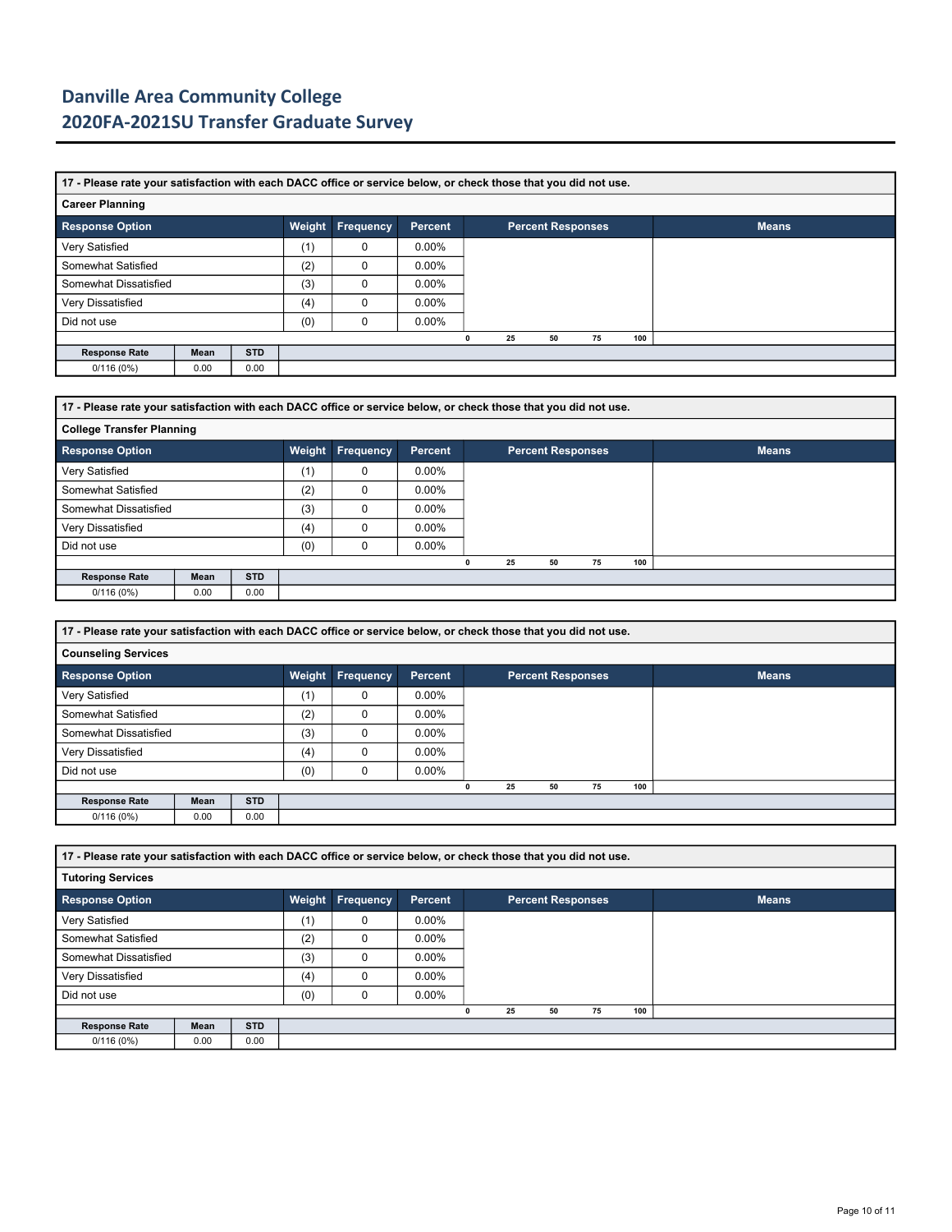# Danville Area Community College
# 2020FA-2021SU Transfer Graduate Survey

**17 - Please rate your satisfaction with each DACC office or service below, or check those that you did not use.**

**Career Planning**

| Response Option | Weight | Frequency | Percent |
|---|---|---|---|
| Very Satisfied | (1) | 0 | 0.00% |
| Somewhat Satisfied | (2) | 0 | 0.00% |
| Somewhat Dissatisfied | (3) | 0 | 0.00% |
| Very Dissatisfied | (4) | 0 | 0.00% |
| Did not use | (0) | 0 | 0.00% |

| Response Rate | Mean | STD |
|---|---|---|
| 0/116 (0%) | 0.00 | 0.00 |

**17 - Please rate your satisfaction with each DACC office or service below, or check those that you did not use.**

**College Transfer Planning**

| Response Option | Weight | Frequency | Percent |
|---|---|---|---|
| Very Satisfied | (1) | 0 | 0.00% |
| Somewhat Satisfied | (2) | 0 | 0.00% |
| Somewhat Dissatisfied | (3) | 0 | 0.00% |
| Very Dissatisfied | (4) | 0 | 0.00% |
| Did not use | (0) | 0 | 0.00% |

| Response Rate | Mean | STD |
|---|---|---|
| 0/116 (0%) | 0.00 | 0.00 |

**17 - Please rate your satisfaction with each DACC office or service below, or check those that you did not use.**

**Counseling Services**

| Response Option | Weight | Frequency | Percent |
|---|---|---|---|
| Very Satisfied | (1) | 0 | 0.00% |
| Somewhat Satisfied | (2) | 0 | 0.00% |
| Somewhat Dissatisfied | (3) | 0 | 0.00% |
| Very Dissatisfied | (4) | 0 | 0.00% |
| Did not use | (0) | 0 | 0.00% |

| Response Rate | Mean | STD |
|---|---|---|
| 0/116 (0%) | 0.00 | 0.00 |

**17 - Please rate your satisfaction with each DACC office or service below, or check those that you did not use.**

**Tutoring Services**

| Response Option | Weight | Frequency | Percent |
|---|---|---|---|
| Very Satisfied | (1) | 0 | 0.00% |
| Somewhat Satisfied | (2) | 0 | 0.00% |
| Somewhat Dissatisfied | (3) | 0 | 0.00% |
| Very Dissatisfied | (4) | 0 | 0.00% |
| Did not use | (0) | 0 | 0.00% |

| Response Rate | Mean | STD |
|---|---|---|
| 0/116 (0%) | 0.00 | 0.00 |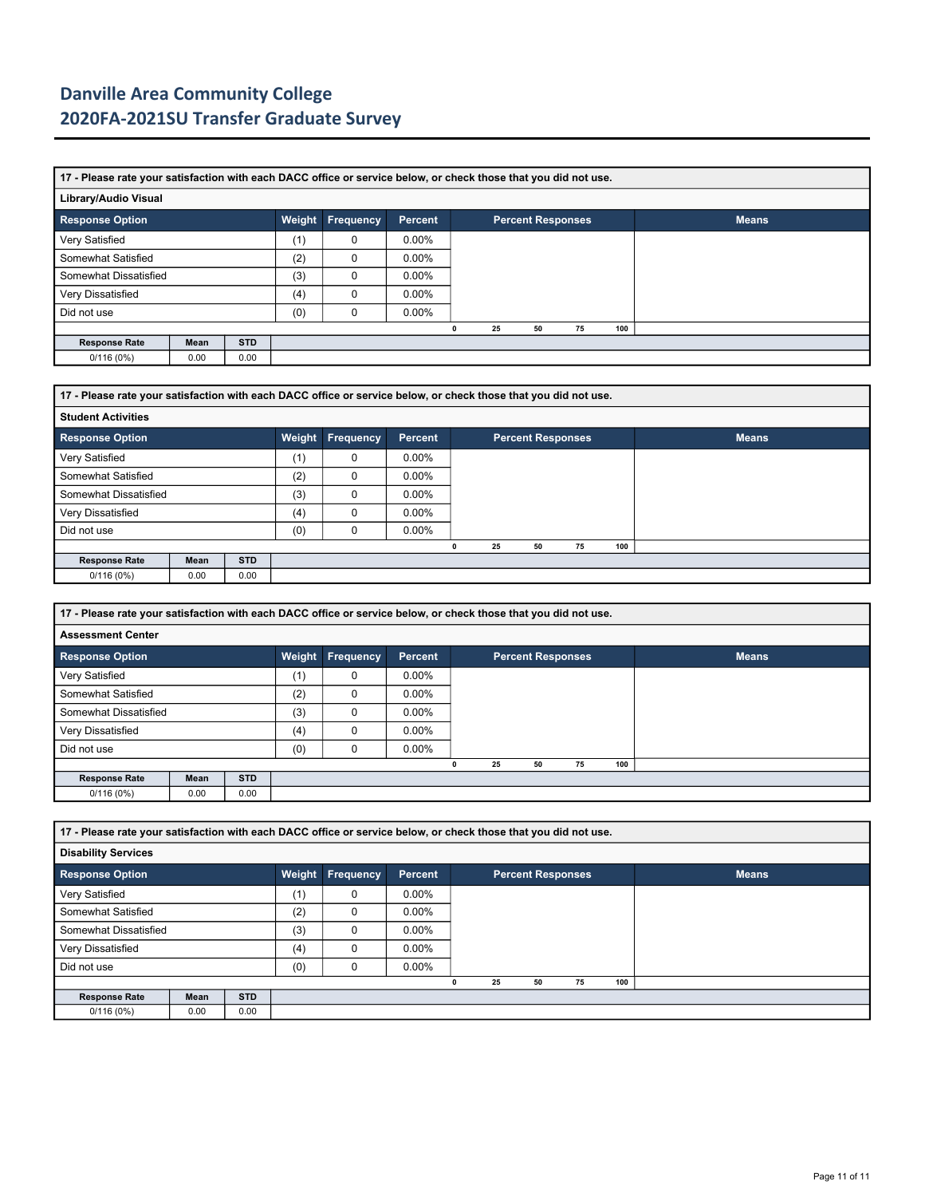# Danville Area Community College
## 2020FA-2021SU Transfer Graduate Survey

**17 - Please rate your satisfaction with each DACC office or service below, or check those that you did not use.**

**Library/Audio Visual**

| Response Option | Weight | Frequency | Percent |
|---|---|---|---|
| Very Satisfied | (1) | 0 | 0.00% |
| Somewhat Satisfied | (2) | 0 | 0.00% |
| Somewhat Dissatisfied | (3) | 0 | 0.00% |
| Very Dissatisfied | (4) | 0 | 0.00% |
| Did not use | (0) | 0 | 0.00% |

Percent Responses

0 25 50 75 100

Means

| Response Rate | Mean | STD |
|---|---|---|
| 0/116 (0%) | 0.00 | 0.00 |

**17 - Please rate your satisfaction with each DACC office or service below, or check those that you did not use.**

**Student Activities**

| Response Option | Weight | Frequency | Percent |
|---|---|---|---|
| Very Satisfied | (1) | 0 | 0.00% |
| Somewhat Satisfied | (2) | 0 | 0.00% |
| Somewhat Dissatisfied | (3) | 0 | 0.00% |
| Very Dissatisfied | (4) | 0 | 0.00% |
| Did not use | (0) | 0 | 0.00% |

Percent Responses

0 25 50 75 100

Means

| Response Rate | Mean | STD |
|---|---|---|
| 0/116 (0%) | 0.00 | 0.00 |

**17 - Please rate your satisfaction with each DACC office or service below, or check those that you did not use.**

**Assessment Center**

| Response Option | Weight | Frequency | Percent |
|---|---|---|---|
| Very Satisfied | (1) | 0 | 0.00% |
| Somewhat Satisfied | (2) | 0 | 0.00% |
| Somewhat Dissatisfied | (3) | 0 | 0.00% |
| Very Dissatisfied | (4) | 0 | 0.00% |
| Did not use | (0) | 0 | 0.00% |

Percent Responses

0 25 50 75 100

Means

| Response Rate | Mean | STD |
|---|---|---|
| 0/116 (0%) | 0.00 | 0.00 |

**17 - Please rate your satisfaction with each DACC office or service below, or check those that you did not use.**

**Disability Services**

| Response Option | Weight | Frequency | Percent |
|---|---|---|---|
| Very Satisfied | (1) | 0 | 0.00% |
| Somewhat Satisfied | (2) | 0 | 0.00% |
| Somewhat Dissatisfied | (3) | 0 | 0.00% |
| Very Dissatisfied | (4) | 0 | 0.00% |
| Did not use | (0) | 0 | 0.00% |

Percent Responses

0 25 50 75 100

Means

| Response Rate | Mean | STD |
|---|---|---|
| 0/116 (0%) | 0.00 | 0.00 |